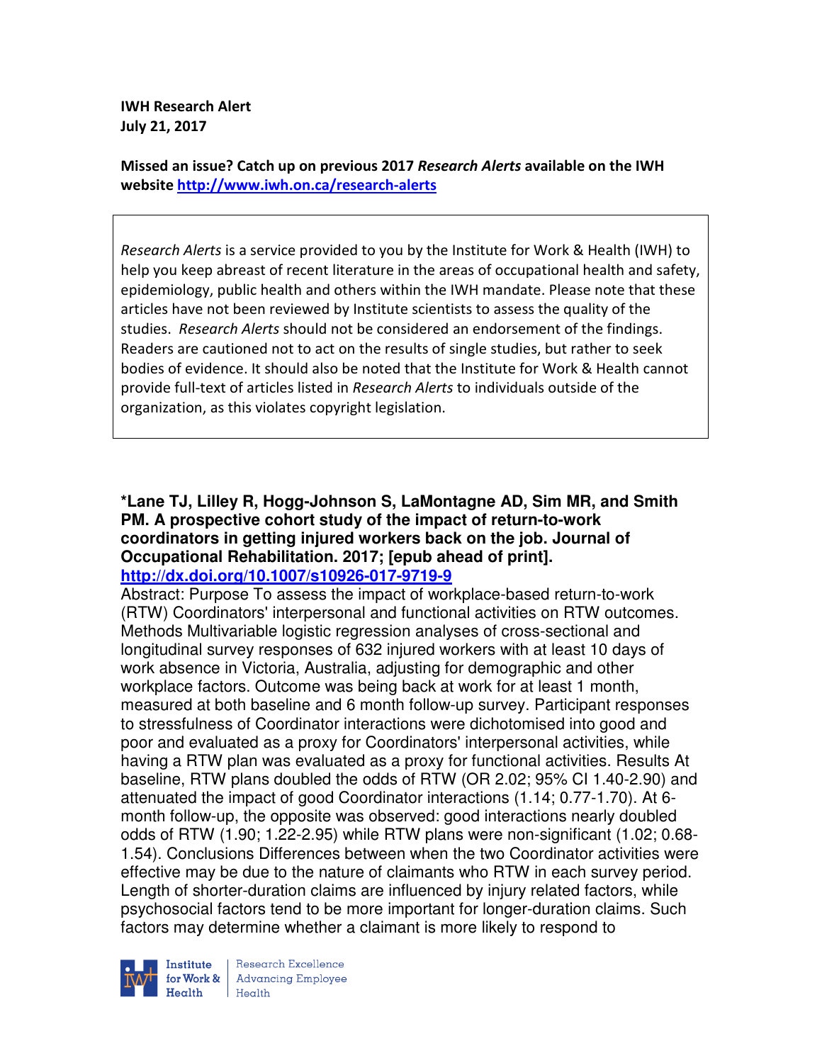**IWH Research Alert**
**July 21, 2017**

**Missed an issue? Catch up on previous 2017 *Research Alerts* available on the IWH website [http://www.iwh.on.ca/research-alerts](http://www.iwh.on.ca/research-alerts)**

> *Research Alerts* is a service provided to you by the Institute for Work & Health (IWH) to help you keep abreast of recent literature in the areas of occupational health and safety, epidemiology, public health and others within the IWH mandate. Please note that these articles have not been reviewed by Institute scientists to assess the quality of the studies. *Research Alerts* should not be considered an endorsement of the findings. Readers are cautioned not to act on the results of single studies, but rather to seek bodies of evidence. It should also be noted that the Institute for Work & Health cannot provide full-text of articles listed in *Research Alerts* to individuals outside of the organization, as this violates copyright legislation.

**\*Lane TJ, Lilley R, Hogg-Johnson S, LaMontagne AD, Sim MR, and Smith PM. A prospective cohort study of the impact of return-to-work coordinators in getting injured workers back on the job. Journal of Occupational Rehabilitation. 2017; [epub ahead of print].**
**[http://dx.doi.org/10.1007/s10926-017-9719-9](http://dx.doi.org/10.1007/s10926-017-9719-9)**

Abstract: Purpose To assess the impact of workplace-based return-to-work (RTW) Coordinators' interpersonal and functional activities on RTW outcomes. Methods Multivariable logistic regression analyses of cross-sectional and longitudinal survey responses of 632 injured workers with at least 10 days of work absence in Victoria, Australia, adjusting for demographic and other workplace factors. Outcome was being back at work for at least 1 month, measured at both baseline and 6 month follow-up survey. Participant responses to stressfulness of Coordinator interactions were dichotomised into good and poor and evaluated as a proxy for Coordinators' interpersonal activities, while having a RTW plan was evaluated as a proxy for functional activities. Results At baseline, RTW plans doubled the odds of RTW (OR 2.02; 95% CI 1.40-2.90) and attenuated the impact of good Coordinator interactions (1.14; 0.77-1.70). At 6-month follow-up, the opposite was observed: good interactions nearly doubled odds of RTW (1.90; 1.22-2.95) while RTW plans were non-significant (1.02; 0.68-1.54). Conclusions Differences between when the two Coordinator activities were effective may be due to the nature of claimants who RTW in each survey period. Length of shorter-duration claims are influenced by injury related factors, while psychosocial factors tend to be more important for longer-duration claims. Such factors may determine whether a claimant is more likely to respond to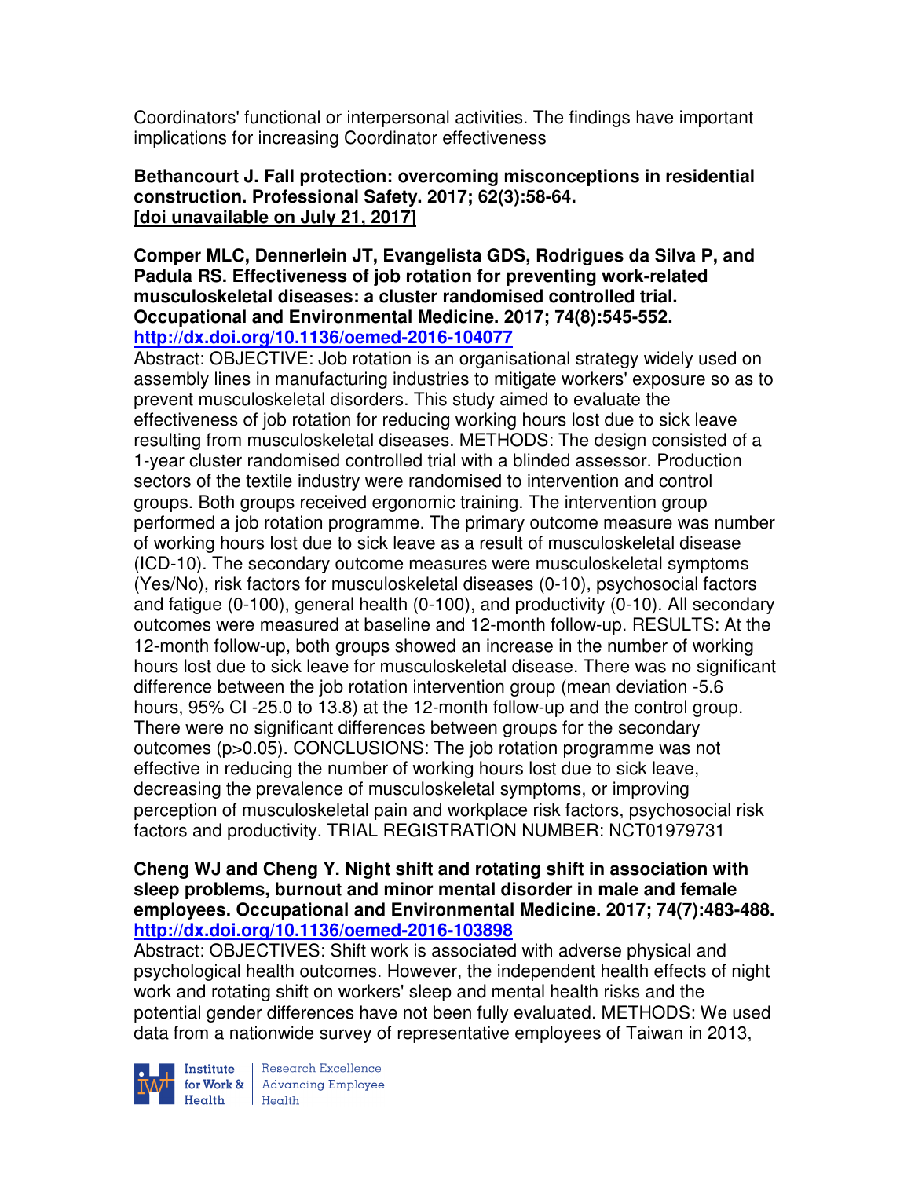Coordinators' functional or interpersonal activities. The findings have important implications for increasing Coordinator effectiveness

**Bethancourt J. Fall protection: overcoming misconceptions in residential construction. Professional Safety. 2017; 62(3):58-64.**
**[doi unavailable on July 21, 2017]**

**Comper MLC, Dennerlein JT, Evangelista GDS, Rodrigues da Silva P, and Padula RS. Effectiveness of job rotation for preventing work-related musculoskeletal diseases: a cluster randomised controlled trial. Occupational and Environmental Medicine. 2017; 74(8):545-552.**
**http://dx.doi.org/10.1136/oemed-2016-104077**

Abstract: OBJECTIVE: Job rotation is an organisational strategy widely used on assembly lines in manufacturing industries to mitigate workers' exposure so as to prevent musculoskeletal disorders. This study aimed to evaluate the effectiveness of job rotation for reducing working hours lost due to sick leave resulting from musculoskeletal diseases. METHODS: The design consisted of a 1-year cluster randomised controlled trial with a blinded assessor. Production sectors of the textile industry were randomised to intervention and control groups. Both groups received ergonomic training. The intervention group performed a job rotation programme. The primary outcome measure was number of working hours lost due to sick leave as a result of musculoskeletal disease (ICD-10). The secondary outcome measures were musculoskeletal symptoms (Yes/No), risk factors for musculoskeletal diseases (0-10), psychosocial factors and fatigue (0-100), general health (0-100), and productivity (0-10). All secondary outcomes were measured at baseline and 12-month follow-up. RESULTS: At the 12-month follow-up, both groups showed an increase in the number of working hours lost due to sick leave for musculoskeletal disease. There was no significant difference between the job rotation intervention group (mean deviation -5.6 hours, 95% CI -25.0 to 13.8) at the 12-month follow-up and the control group. There were no significant differences between groups for the secondary outcomes (p>0.05). CONCLUSIONS: The job rotation programme was not effective in reducing the number of working hours lost due to sick leave, decreasing the prevalence of musculoskeletal symptoms, or improving perception of musculoskeletal pain and workplace risk factors, psychosocial risk factors and productivity. TRIAL REGISTRATION NUMBER: NCT01979731

**Cheng WJ and Cheng Y. Night shift and rotating shift in association with sleep problems, burnout and minor mental disorder in male and female employees. Occupational and Environmental Medicine. 2017; 74(7):483-488.**
**http://dx.doi.org/10.1136/oemed-2016-103898**

Abstract: OBJECTIVES: Shift work is associated with adverse physical and psychological health outcomes. However, the independent health effects of night work and rotating shift on workers' sleep and mental health risks and the potential gender differences have not been fully evaluated. METHODS: We used data from a nationwide survey of representative employees of Taiwan in 2013,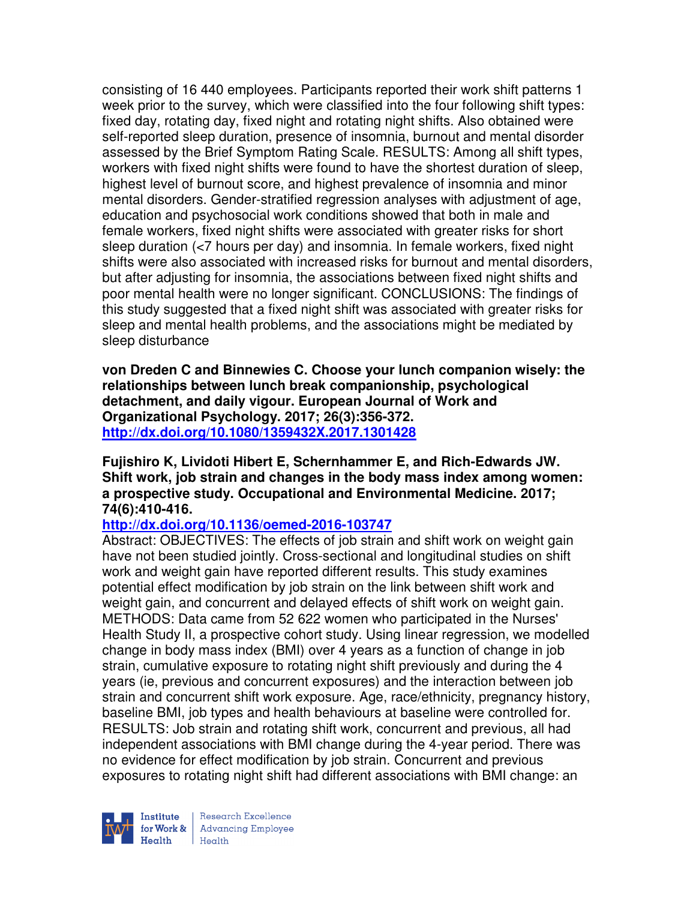consisting of 16 440 employees. Participants reported their work shift patterns 1 week prior to the survey, which were classified into the four following shift types: fixed day, rotating day, fixed night and rotating night shifts. Also obtained were self-reported sleep duration, presence of insomnia, burnout and mental disorder assessed by the Brief Symptom Rating Scale. RESULTS: Among all shift types, workers with fixed night shifts were found to have the shortest duration of sleep, highest level of burnout score, and highest prevalence of insomnia and minor mental disorders. Gender-stratified regression analyses with adjustment of age, education and psychosocial work conditions showed that both in male and female workers, fixed night shifts were associated with greater risks for short sleep duration (<7 hours per day) and insomnia. In female workers, fixed night shifts were also associated with increased risks for burnout and mental disorders, but after adjusting for insomnia, the associations between fixed night shifts and poor mental health were no longer significant. CONCLUSIONS: The findings of this study suggested that a fixed night shift was associated with greater risks for sleep and mental health problems, and the associations might be mediated by sleep disturbance

**von Dreden C and Binnewies C. Choose your lunch companion wisely: the relationships between lunch break companionship, psychological detachment, and daily vigour. European Journal of Work and Organizational Psychology. 2017; 26(3):356-372.**
**http://dx.doi.org/10.1080/1359432X.2017.1301428**

**Fujishiro K, Lividoti Hibert E, Schernhammer E, and Rich-Edwards JW. Shift work, job strain and changes in the body mass index among women: a prospective study. Occupational and Environmental Medicine. 2017; 74(6):410-416.**
**http://dx.doi.org/10.1136/oemed-2016-103747**

Abstract: OBJECTIVES: The effects of job strain and shift work on weight gain have not been studied jointly. Cross-sectional and longitudinal studies on shift work and weight gain have reported different results. This study examines potential effect modification by job strain on the link between shift work and weight gain, and concurrent and delayed effects of shift work on weight gain. METHODS: Data came from 52 622 women who participated in the Nurses' Health Study II, a prospective cohort study. Using linear regression, we modelled change in body mass index (BMI) over 4 years as a function of change in job strain, cumulative exposure to rotating night shift previously and during the 4 years (ie, previous and concurrent exposures) and the interaction between job strain and concurrent shift work exposure. Age, race/ethnicity, pregnancy history, baseline BMI, job types and health behaviours at baseline were controlled for. RESULTS: Job strain and rotating shift work, concurrent and previous, all had independent associations with BMI change during the 4-year period. There was no evidence for effect modification by job strain. Concurrent and previous exposures to rotating night shift had different associations with BMI change: an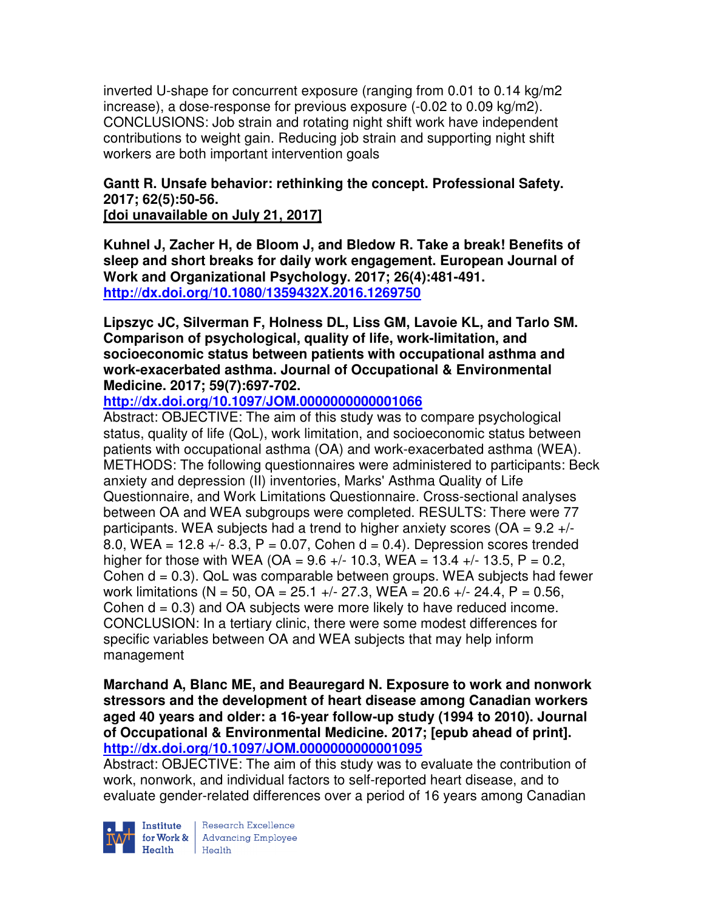inverted U-shape for concurrent exposure (ranging from 0.01 to 0.14 kg/m2 increase), a dose-response for previous exposure (-0.02 to 0.09 kg/m2). CONCLUSIONS: Job strain and rotating night shift work have independent contributions to weight gain. Reducing job strain and supporting night shift workers are both important intervention goals

**Gantt R. Unsafe behavior: rethinking the concept. Professional Safety. 2017; 62(5):50-56.**
**[doi unavailable on July 21, 2017]**

**Kuhnel J, Zacher H, de Bloom J, and Bledow R. Take a break! Benefits of sleep and short breaks for daily work engagement. European Journal of Work and Organizational Psychology. 2017; 26(4):481-491.**
**http://dx.doi.org/10.1080/1359432X.2016.1269750**

**Lipszyc JC, Silverman F, Holness DL, Liss GM, Lavoie KL, and Tarlo SM. Comparison of psychological, quality of life, work-limitation, and socioeconomic status between patients with occupational asthma and work-exacerbated asthma. Journal of Occupational & Environmental Medicine. 2017; 59(7):697-702.**
**http://dx.doi.org/10.1097/JOM.0000000000001066**
Abstract: OBJECTIVE: The aim of this study was to compare psychological status, quality of life (QoL), work limitation, and socioeconomic status between patients with occupational asthma (OA) and work-exacerbated asthma (WEA). METHODS: The following questionnaires were administered to participants: Beck anxiety and depression (II) inventories, Marks' Asthma Quality of Life Questionnaire, and Work Limitations Questionnaire. Cross-sectional analyses between OA and WEA subgroups were completed. RESULTS: There were 77 participants. WEA subjects had a trend to higher anxiety scores (OA = 9.2 +/- 8.0, WEA = 12.8 +/- 8.3, P = 0.07, Cohen d = 0.4). Depression scores trended higher for those with WEA (OA = 9.6 +/- 10.3, WEA = 13.4 +/- 13.5, P = 0.2, Cohen d = 0.3). QoL was comparable between groups. WEA subjects had fewer work limitations (N = 50, OA = 25.1 +/- 27.3, WEA = 20.6 +/- 24.4, P = 0.56, Cohen d = 0.3) and OA subjects were more likely to have reduced income. CONCLUSION: In a tertiary clinic, there were some modest differences for specific variables between OA and WEA subjects that may help inform management

**Marchand A, Blanc ME, and Beauregard N. Exposure to work and nonwork stressors and the development of heart disease among Canadian workers aged 40 years and older: a 16-year follow-up study (1994 to 2010). Journal of Occupational & Environmental Medicine. 2017; [epub ahead of print].**
**http://dx.doi.org/10.1097/JOM.0000000000001095**
Abstract: OBJECTIVE: The aim of this study was to evaluate the contribution of work, nonwork, and individual factors to self-reported heart disease, and to evaluate gender-related differences over a period of 16 years among Canadian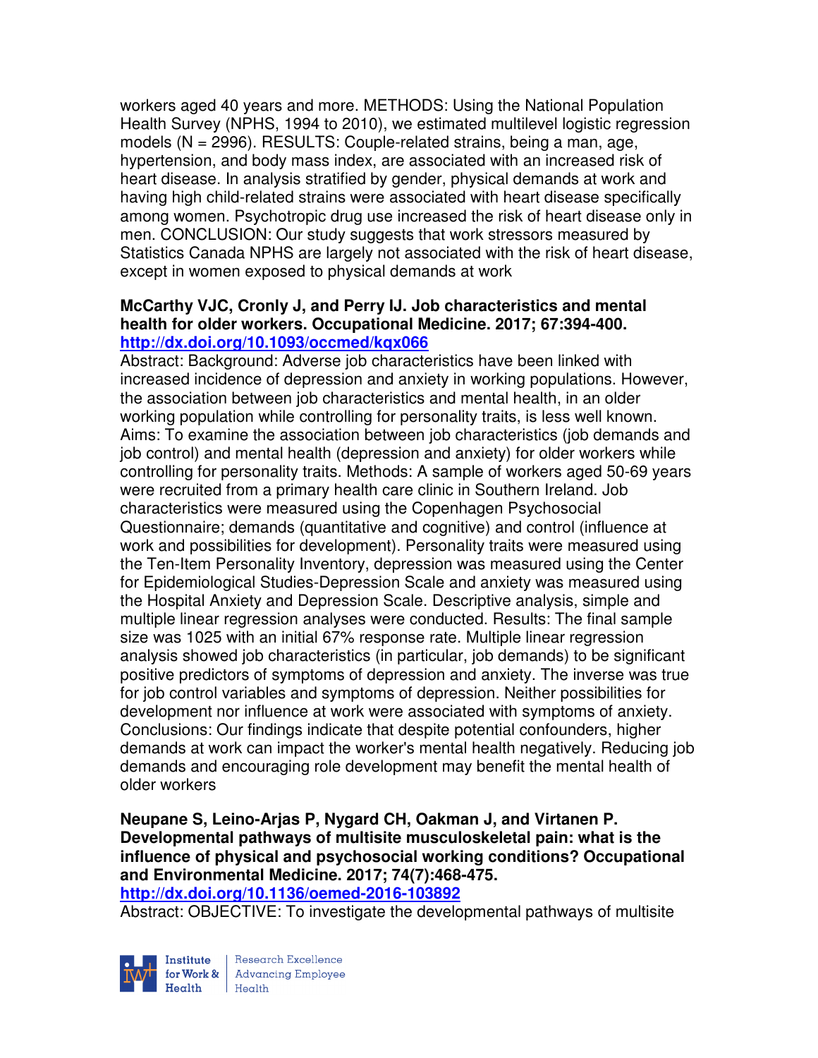workers aged 40 years and more. METHODS: Using the National Population Health Survey (NPHS, 1994 to 2010), we estimated multilevel logistic regression models (N = 2996). RESULTS: Couple-related strains, being a man, age, hypertension, and body mass index, are associated with an increased risk of heart disease. In analysis stratified by gender, physical demands at work and having high child-related strains were associated with heart disease specifically among women. Psychotropic drug use increased the risk of heart disease only in men. CONCLUSION: Our study suggests that work stressors measured by Statistics Canada NPHS are largely not associated with the risk of heart disease, except in women exposed to physical demands at work

**McCarthy VJC, Cronly J, and Perry IJ. Job characteristics and mental health for older workers. Occupational Medicine. 2017; 67:394-400.**
**http://dx.doi.org/10.1093/occmed/kqx066**

Abstract: Background: Adverse job characteristics have been linked with increased incidence of depression and anxiety in working populations. However, the association between job characteristics and mental health, in an older working population while controlling for personality traits, is less well known. Aims: To examine the association between job characteristics (job demands and job control) and mental health (depression and anxiety) for older workers while controlling for personality traits. Methods: A sample of workers aged 50-69 years were recruited from a primary health care clinic in Southern Ireland. Job characteristics were measured using the Copenhagen Psychosocial Questionnaire; demands (quantitative and cognitive) and control (influence at work and possibilities for development). Personality traits were measured using the Ten-Item Personality Inventory, depression was measured using the Center for Epidemiological Studies-Depression Scale and anxiety was measured using the Hospital Anxiety and Depression Scale. Descriptive analysis, simple and multiple linear regression analyses were conducted. Results: The final sample size was 1025 with an initial 67% response rate. Multiple linear regression analysis showed job characteristics (in particular, job demands) to be significant positive predictors of symptoms of depression and anxiety. The inverse was true for job control variables and symptoms of depression. Neither possibilities for development nor influence at work were associated with symptoms of anxiety. Conclusions: Our findings indicate that despite potential confounders, higher demands at work can impact the worker's mental health negatively. Reducing job demands and encouraging role development may benefit the mental health of older workers

**Neupane S, Leino-Arjas P, Nygard CH, Oakman J, and Virtanen P. Developmental pathways of multisite musculoskeletal pain: what is the influence of physical and psychosocial working conditions? Occupational and Environmental Medicine. 2017; 74(7):468-475.**
**http://dx.doi.org/10.1136/oemed-2016-103892**

Abstract: OBJECTIVE: To investigate the developmental pathways of multisite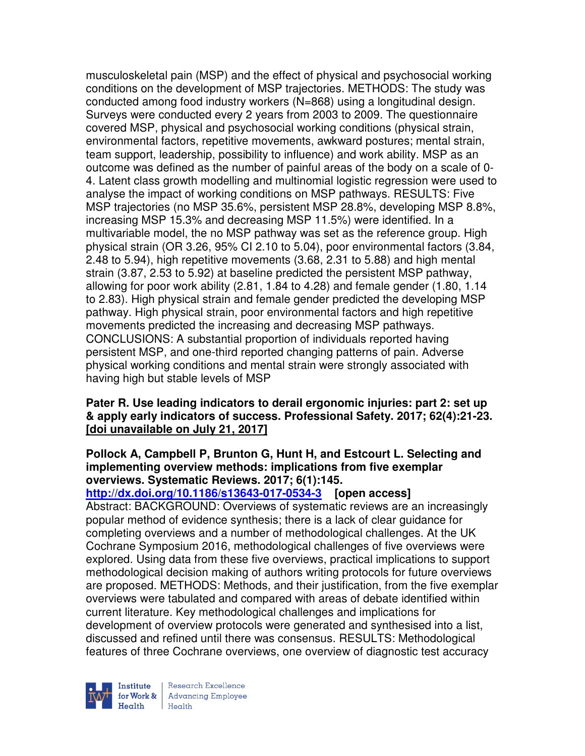musculoskeletal pain (MSP) and the effect of physical and psychosocial working conditions on the development of MSP trajectories. METHODS: The study was conducted among food industry workers (N=868) using a longitudinal design. Surveys were conducted every 2 years from 2003 to 2009. The questionnaire covered MSP, physical and psychosocial working conditions (physical strain, environmental factors, repetitive movements, awkward postures; mental strain, team support, leadership, possibility to influence) and work ability. MSP as an outcome was defined as the number of painful areas of the body on a scale of 0-4. Latent class growth modelling and multinomial logistic regression were used to analyse the impact of working conditions on MSP pathways. RESULTS: Five MSP trajectories (no MSP 35.6%, persistent MSP 28.8%, developing MSP 8.8%, increasing MSP 15.3% and decreasing MSP 11.5%) were identified. In a multivariable model, the no MSP pathway was set as the reference group. High physical strain (OR 3.26, 95% CI 2.10 to 5.04), poor environmental factors (3.84, 2.48 to 5.94), high repetitive movements (3.68, 2.31 to 5.88) and high mental strain (3.87, 2.53 to 5.92) at baseline predicted the persistent MSP pathway, allowing for poor work ability (2.81, 1.84 to 4.28) and female gender (1.80, 1.14 to 2.83). High physical strain and female gender predicted the developing MSP pathway. High physical strain, poor environmental factors and high repetitive movements predicted the increasing and decreasing MSP pathways. CONCLUSIONS: A substantial proportion of individuals reported having persistent MSP, and one-third reported changing patterns of pain. Adverse physical working conditions and mental strain were strongly associated with having high but stable levels of MSP

**Pater R. Use leading indicators to derail ergonomic injuries: part 2: set up & apply early indicators of success. Professional Safety. 2017; 62(4):21-23. [doi unavailable on July 21, 2017]**

**Pollock A, Campbell P, Brunton G, Hunt H, and Estcourt L. Selecting and implementing overview methods: implications from five exemplar overviews. Systematic Reviews. 2017; 6(1):145.**
**http://dx.doi.org/10.1186/s13643-017-0534-3 [open access]**
Abstract: BACKGROUND: Overviews of systematic reviews are an increasingly popular method of evidence synthesis; there is a lack of clear guidance for completing overviews and a number of methodological challenges. At the UK Cochrane Symposium 2016, methodological challenges of five overviews were explored. Using data from these five overviews, practical implications to support methodological decision making of authors writing protocols for future overviews are proposed. METHODS: Methods, and their justification, from the five exemplar overviews were tabulated and compared with areas of debate identified within current literature. Key methodological challenges and implications for development of overview protocols were generated and synthesised into a list, discussed and refined until there was consensus. RESULTS: Methodological features of three Cochrane overviews, one overview of diagnostic test accuracy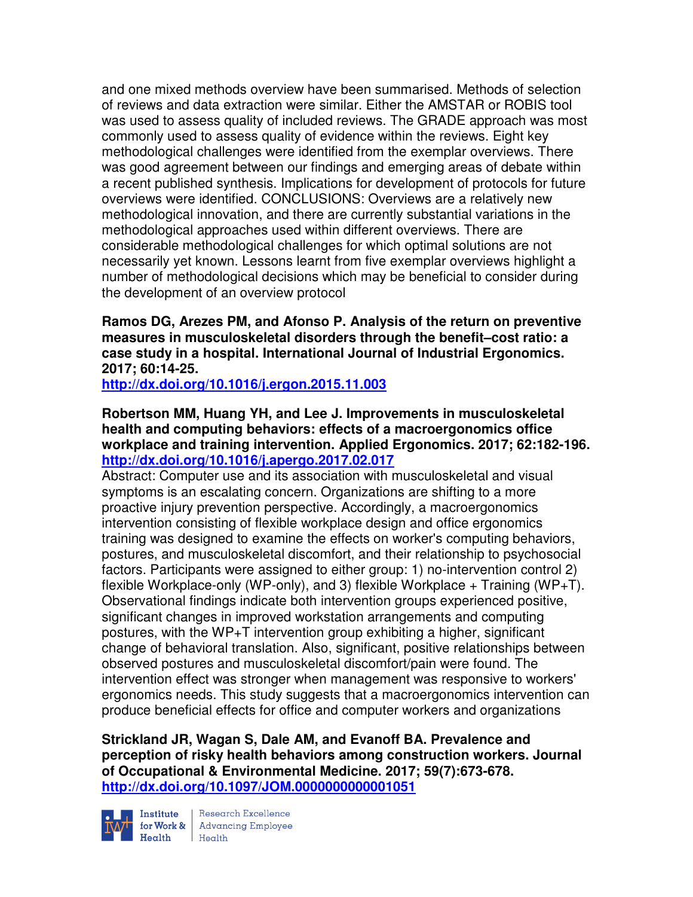and one mixed methods overview have been summarised. Methods of selection of reviews and data extraction were similar. Either the AMSTAR or ROBIS tool was used to assess quality of included reviews. The GRADE approach was most commonly used to assess quality of evidence within the reviews. Eight key methodological challenges were identified from the exemplar overviews. There was good agreement between our findings and emerging areas of debate within a recent published synthesis. Implications for development of protocols for future overviews were identified. CONCLUSIONS: Overviews are a relatively new methodological innovation, and there are currently substantial variations in the methodological approaches used within different overviews. There are considerable methodological challenges for which optimal solutions are not necessarily yet known. Lessons learnt from five exemplar overviews highlight a number of methodological decisions which may be beneficial to consider during the development of an overview protocol

**Ramos DG, Arezes PM, and Afonso P. Analysis of the return on preventive measures in musculoskeletal disorders through the benefit–cost ratio: a case study in a hospital. International Journal of Industrial Ergonomics. 2017; 60:14-25.**
**http://dx.doi.org/10.1016/j.ergon.2015.11.003**

**Robertson MM, Huang YH, and Lee J. Improvements in musculoskeletal health and computing behaviors: effects of a macroergonomics office workplace and training intervention. Applied Ergonomics. 2017; 62:182-196.**
**http://dx.doi.org/10.1016/j.apergo.2017.02.017**

Abstract: Computer use and its association with musculoskeletal and visual symptoms is an escalating concern. Organizations are shifting to a more proactive injury prevention perspective. Accordingly, a macroergonomics intervention consisting of flexible workplace design and office ergonomics training was designed to examine the effects on worker's computing behaviors, postures, and musculoskeletal discomfort, and their relationship to psychosocial factors. Participants were assigned to either group: 1) no-intervention control 2) flexible Workplace-only (WP-only), and 3) flexible Workplace + Training (WP+T). Observational findings indicate both intervention groups experienced positive, significant changes in improved workstation arrangements and computing postures, with the WP+T intervention group exhibiting a higher, significant change of behavioral translation. Also, significant, positive relationships between observed postures and musculoskeletal discomfort/pain were found. The intervention effect was stronger when management was responsive to workers' ergonomics needs. This study suggests that a macroergonomics intervention can produce beneficial effects for office and computer workers and organizations

**Strickland JR, Wagan S, Dale AM, and Evanoff BA. Prevalence and perception of risky health behaviors among construction workers. Journal of Occupational & Environmental Medicine. 2017; 59(7):673-678.**
**http://dx.doi.org/10.1097/JOM.0000000000001051**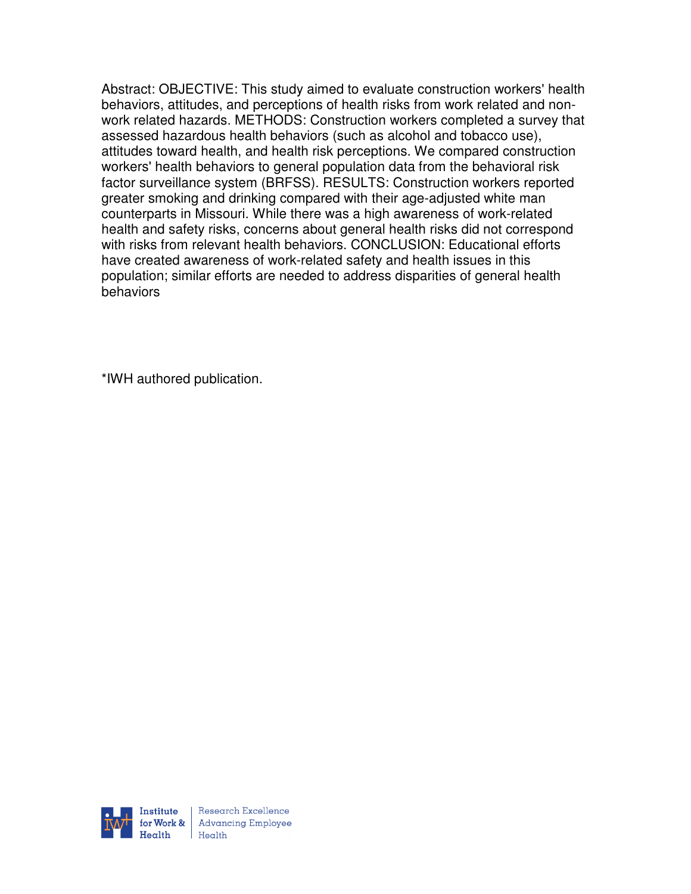Abstract: OBJECTIVE: This study aimed to evaluate construction workers' health behaviors, attitudes, and perceptions of health risks from work related and non-work related hazards. METHODS: Construction workers completed a survey that assessed hazardous health behaviors (such as alcohol and tobacco use), attitudes toward health, and health risk perceptions. We compared construction workers' health behaviors to general population data from the behavioral risk factor surveillance system (BRFSS). RESULTS: Construction workers reported greater smoking and drinking compared with their age-adjusted white man counterparts in Missouri. While there was a high awareness of work-related health and safety risks, concerns about general health risks did not correspond with risks from relevant health behaviors. CONCLUSION: Educational efforts have created awareness of work-related safety and health issues in this population; similar efforts are needed to address disparities of general health behaviors

*IWH authored publication.